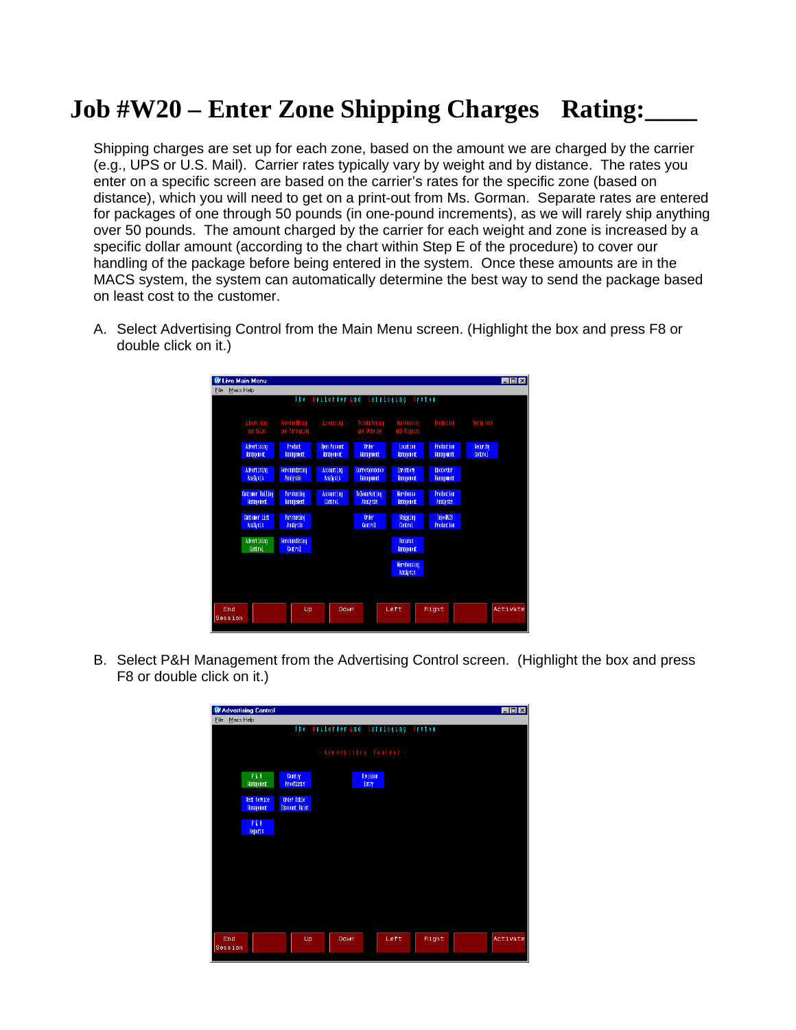# Job #W20 – Enter Zone Shipping Charges Rating:____

Shipping charges are set up for each zone, based on the amount we are charged by the carrier (e.g., UPS or U.S. Mail). Carrier rates typically vary by weight and by distance. The rates you enter on a specific screen are based on the carrier's rates for the specific zone (based on distance), which you will need to get on a print-out from Ms. Gorman. Separate rates are entered for packages of one through 50 pounds (in one-pound increments), as we will rarely ship anything over 50 pounds. The amount charged by the carrier for each weight and zone is increased by a specific dollar amount (according to the chart within Step E of the procedure) to cover our handling of the package before being entered in the system. Once these amounts are in the MACS system, the system can automatically determine the best way to send the package based on least cost to the customer.

A. Select Advertising Control from the Main Menu screen. (Highlight the box and press F8 or double click on it.)

B. Select P&H Management from the Advertising Control screen. (Highlight the box and press F8 or double click on it.)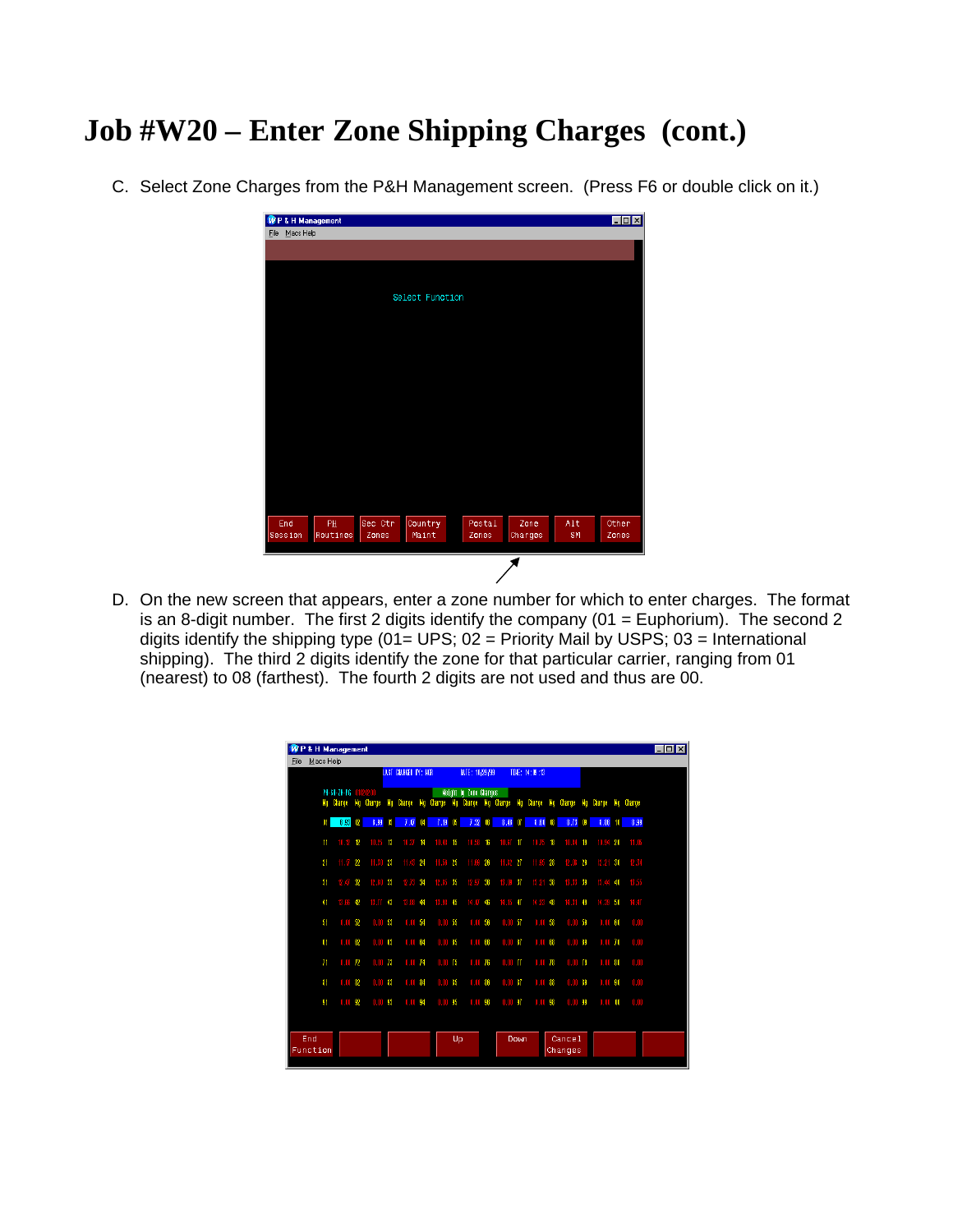# Job #W20 – Enter Zone Shipping Charges (cont.)

C. Select Zone Charges from the P&H Management screen. (Press F6 or double click on it.)

D. On the new screen that appears, enter a zone number for which to enter charges. The format is an 8-digit number. The first 2 digits identify the company (01 = Euphorium). The second 2 digits identify the shipping type (01= UPS; 02 = Priority Mail by USPS; 03 = International shipping). The third 2 digits identify the zone for that particular carrier, ranging from 01 (nearest) to 08 (farthest). The fourth 2 digits are not used and thus are 00.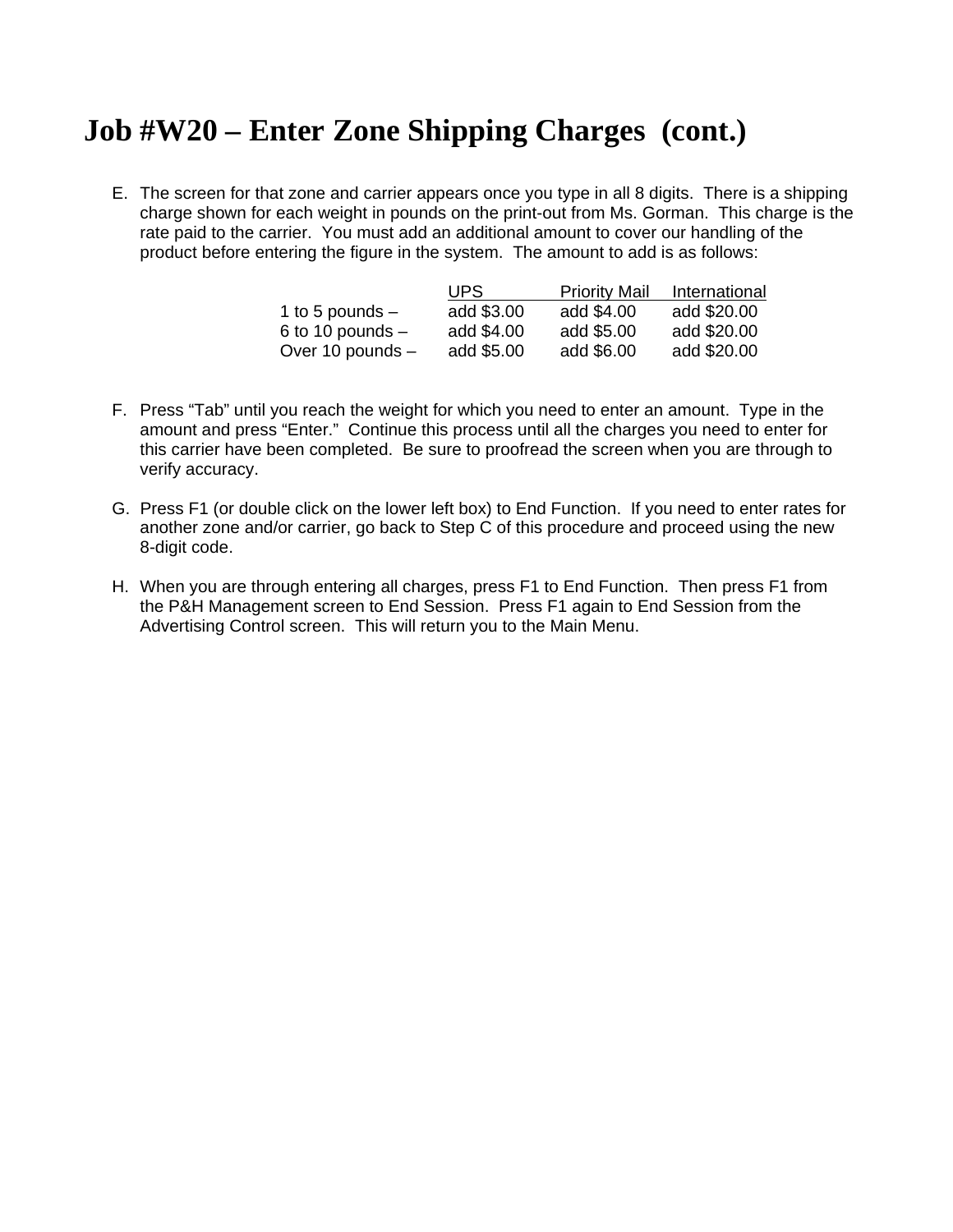# Job #W20 – Enter Zone Shipping Charges (cont.)

E. The screen for that zone and carrier appears once you type in all 8 digits. There is a shipping charge shown for each weight in pounds on the print-out from Ms. Gorman. This charge is the rate paid to the carrier. You must add an additional amount to cover our handling of the product before entering the figure in the system. The amount to add is as follows:

| | UPS | Priority Mail | International |
|---|---|---|---|
| 1 to 5 pounds – | add $3.00 | add $4.00 | add $20.00 |
| 6 to 10 pounds – | add $4.00 | add $5.00 | add $20.00 |
| Over 10 pounds – | add $5.00 | add $6.00 | add $20.00 |

F. Press “Tab” until you reach the weight for which you need to enter an amount. Type in the amount and press “Enter.” Continue this process until all the charges you need to enter for this carrier have been completed. Be sure to proofread the screen when you are through to verify accuracy.

G. Press F1 (or double click on the lower left box) to End Function. If you need to enter rates for another zone and/or carrier, go back to Step C of this procedure and proceed using the new 8-digit code.

H. When you are through entering all charges, press F1 to End Function. Then press F1 from the P&H Management screen to End Session. Press F1 again to End Session from the Advertising Control screen. This will return you to the Main Menu.